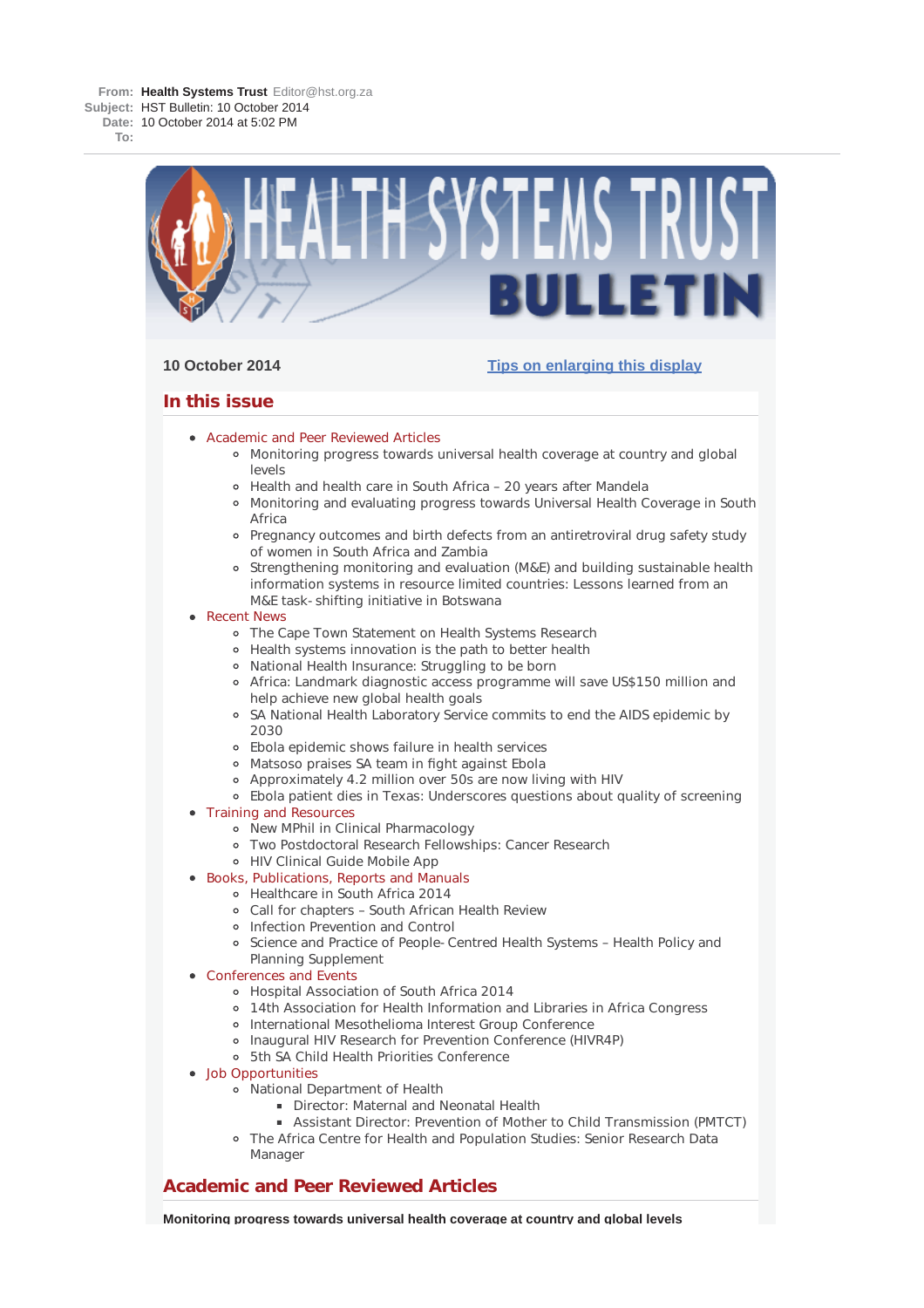**From:** **Health Systems Trust** Editor@hst.org.za
**Subject:** HST Bulletin: 10 October 2014
**Date:** 10 October 2014 at 5:02 PM
**To:**

---

# HEALTH SYSTEMS TRUST BULLETIN

**10 October 2014** [Tips on enlarging this display]

## In this issue

- Academic and Peer Reviewed Articles
  - Monitoring progress towards universal health coverage at country and global levels
  - Health and health care in South Africa – 20 years after Mandela
  - Monitoring and evaluating progress towards Universal Health Coverage in South Africa
  - Pregnancy outcomes and birth defects from an antiretroviral drug safety study of women in South Africa and Zambia
  - Strengthening monitoring and evaluation (M&E) and building sustainable health information systems in resource limited countries: Lessons learned from an M&E task- shifting initiative in Botswana
- Recent News
  - The Cape Town Statement on Health Systems Research
  - Health systems innovation is the path to better health
  - National Health Insurance: Struggling to be born
  - Africa: Landmark diagnostic access programme will save US$150 million and help achieve new global health goals
  - SA National Health Laboratory Service commits to end the AIDS epidemic by 2030
  - Ebola epidemic shows failure in health services
  - Matsoso praises SA team in fight against Ebola
  - Approximately 4.2 million over 50s are now living with HIV
  - Ebola patient dies in Texas: Underscores questions about quality of screening
- Training and Resources
  - New MPhil in Clinical Pharmacology
  - Two Postdoctoral Research Fellowships: Cancer Research
  - HIV Clinical Guide Mobile App
- Books, Publications, Reports and Manuals
  - Healthcare in South Africa 2014
  - Call for chapters – South African Health Review
  - Infection Prevention and Control
  - Science and Practice of People- Centred Health Systems – Health Policy and Planning Supplement
- Conferences and Events
  - Hospital Association of South Africa 2014
  - 14th Association for Health Information and Libraries in Africa Congress
  - International Mesothelioma Interest Group Conference
  - Inaugural HIV Research for Prevention Conference (HIVR4P)
  - 5th SA Child Health Priorities Conference
- Job Opportunities
  - National Department of Health
    - Director: Maternal and Neonatal Health
    - Assistant Director: Prevention of Mother to Child Transmission (PMTCT)
  - The Africa Centre for Health and Population Studies: Senior Research Data Manager

## Academic and Peer Reviewed Articles

**Monitoring progress towards universal health coverage at country and global levels**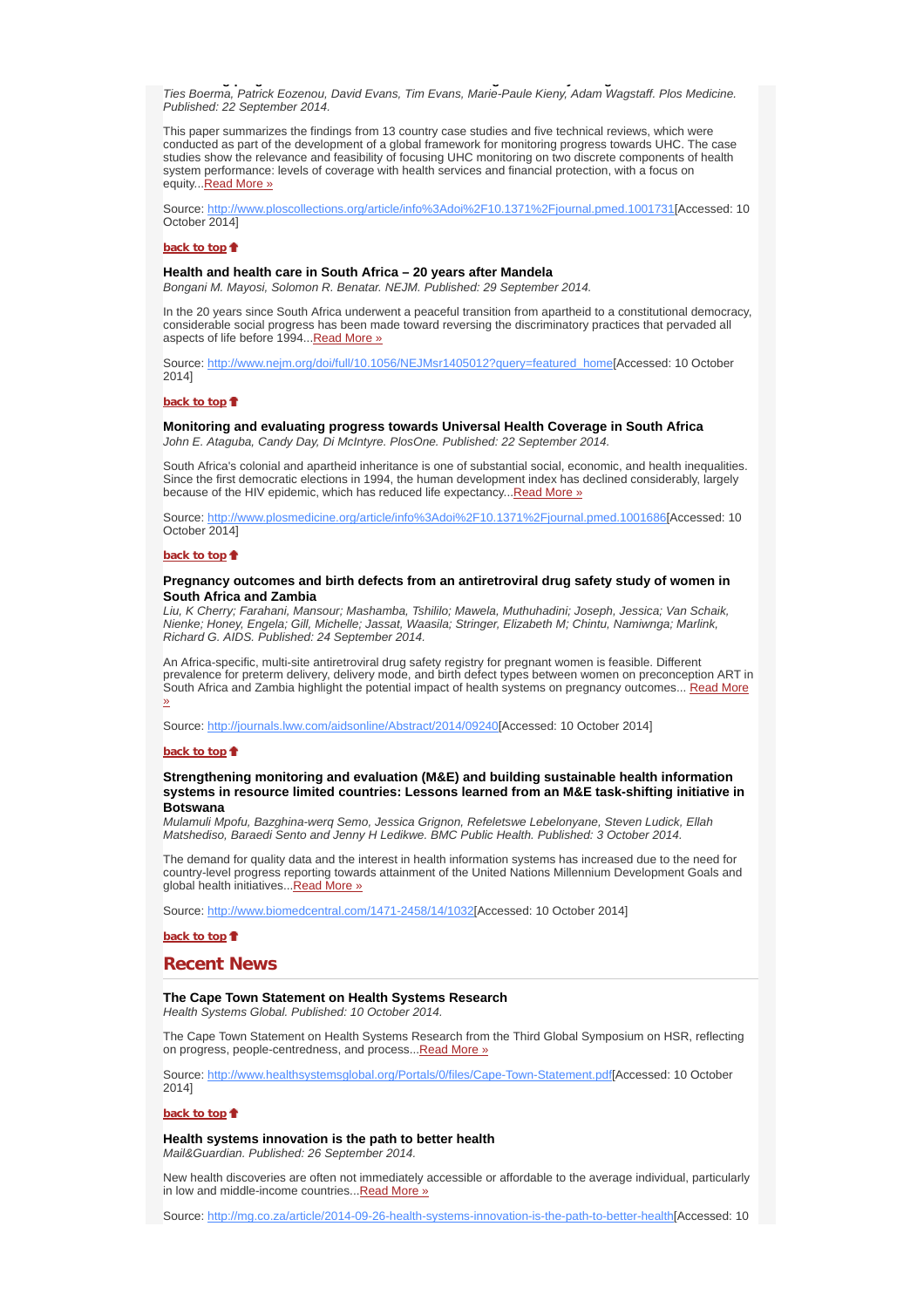*Ties Boerma, Patrick Eozenou, David Evans, Tim Evans, Marie-Paule Kieny, Adam Wagstaff. Plos Medicine. Published: 22 September 2014.*

This paper summarizes the findings from 13 country case studies and five technical reviews, which were conducted as part of the development of a global framework for monitoring progress towards UHC. The case studies show the relevance and feasibility of focusing UHC monitoring on two discrete components of health system performance: levels of coverage with health services and financial protection, with a focus on equity...Read More »

Source: http://www.ploscollections.org/article/info%3Adoi%2F10.1371%2Fjournal.pmed.1001731[Accessed: 10 October 2014]

**back to top**

**Health and health care in South Africa – 20 years after Mandela**
*Bongani M. Mayosi, Solomon R. Benatar. NEJM. Published: 29 September 2014.*

In the 20 years since South Africa underwent a peaceful transition from apartheid to a constitutional democracy, considerable social progress has been made toward reversing the discriminatory practices that pervaded all aspects of life before 1994...Read More »

Source: http://www.nejm.org/doi/full/10.1056/NEJMsr1405012?query=featured_home[Accessed: 10 October 2014]

**back to top**

**Monitoring and evaluating progress towards Universal Health Coverage in South Africa**
*John E. Ataguba, Candy Day, Di McIntyre. PlosOne. Published: 22 September 2014.*

South Africa's colonial and apartheid inheritance is one of substantial social, economic, and health inequalities. Since the first democratic elections in 1994, the human development index has declined considerably, largely because of the HIV epidemic, which has reduced life expectancy...Read More »

Source: http://www.plosmedicine.org/article/info%3Adoi%2F10.1371%2Fjournal.pmed.1001686[Accessed: 10 October 2014]

**back to top**

**Pregnancy outcomes and birth defects from an antiretroviral drug safety study of women in South Africa and Zambia**
*Liu, K Cherry; Farahani, Mansour; Mashamba, Tshililo; Mawela, Muthuhadini; Joseph, Jessica; Van Schaik, Nienke; Honey, Engela; Gill, Michelle; Jassat, Waasila; Stringer, Elizabeth M; Chintu, Namiwnga; Marlink, Richard G. AIDS. Published: 24 September 2014.*

An Africa-specific, multi-site antiretroviral drug safety registry for pregnant women is feasible. Different prevalence for preterm delivery, delivery mode, and birth defect types between women on preconception ART in South Africa and Zambia highlight the potential impact of health systems on pregnancy outcomes... Read More »

Source: http://journals.lww.com/aidsonline/Abstract/2014/09240[Accessed: 10 October 2014]

**back to top**

**Strengthening monitoring and evaluation (M&E) and building sustainable health information systems in resource limited countries: Lessons learned from an M&E task-shifting initiative in Botswana**
*Mulamuli Mpofu, Bazghina-werq Semo, Jessica Grignon, Refeletswe Lebelonyane, Steven Ludick, Ellah Matshediso, Baraedi Sento and Jenny H Ledikwe. BMC Public Health. Published: 3 October 2014.*

The demand for quality data and the interest in health information systems has increased due to the need for country-level progress reporting towards attainment of the United Nations Millennium Development Goals and global health initiatives...Read More »

Source: http://www.biomedcentral.com/1471-2458/14/1032[Accessed: 10 October 2014]

**back to top**

## Recent News

**The Cape Town Statement on Health Systems Research**
*Health Systems Global. Published: 10 October 2014.*

The Cape Town Statement on Health Systems Research from the Third Global Symposium on HSR, reflecting on progress, people-centredness, and process...Read More »

Source: http://www.healthsystemsglobal.org/Portals/0/files/Cape-Town-Statement.pdf[Accessed: 10 October 2014]

**back to top**

**Health systems innovation is the path to better health**
*Mail&Guardian. Published: 26 September 2014.*

New health discoveries are often not immediately accessible or affordable to the average individual, particularly in low and middle-income countries...Read More »

Source: http://mg.co.za/article/2014-09-26-health-systems-innovation-is-the-path-to-better-health[Accessed: 10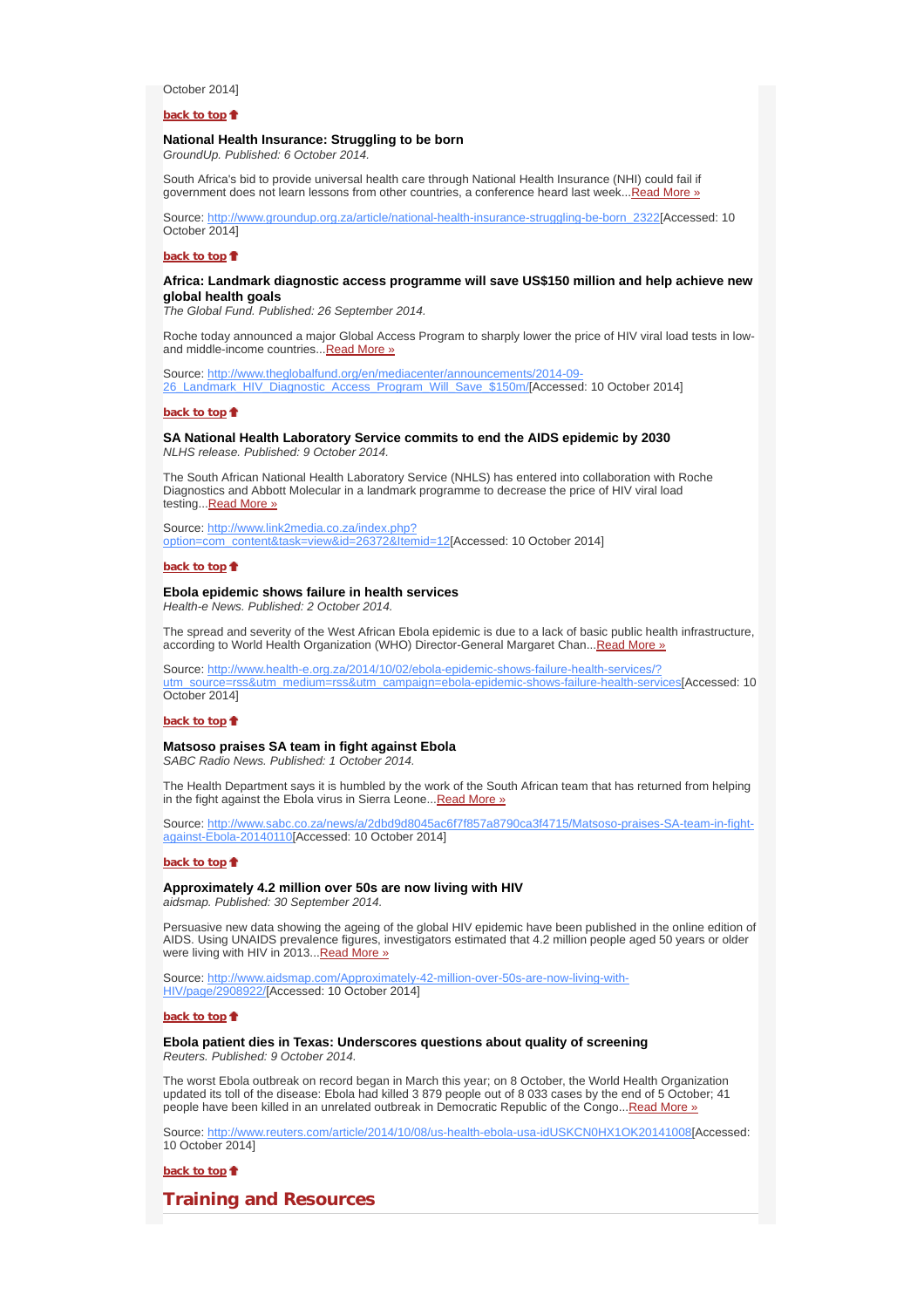October 2014]

**back to top**

### National Health Insurance: Struggling to be born

*GroundUp. Published: 6 October 2014.*

South Africa's bid to provide universal health care through National Health Insurance (NHI) could fail if government does not learn lessons from other countries, a conference heard last week...Read More »

Source: http://www.groundup.org.za/article/national-health-insurance-struggling-be-born_2322[Accessed: 10 October 2014]

**back to top**

### Africa: Landmark diagnostic access programme will save US$150 million and help achieve new global health goals

*The Global Fund. Published: 26 September 2014.*

Roche today announced a major Global Access Program to sharply lower the price of HIV viral load tests in low- and middle-income countries...Read More »

Source: http://www.theglobalfund.org/en/mediacenter/announcements/2014-09-26_Landmark_HIV_Diagnostic_Access_Program_Will_Save_$150m/[Accessed: 10 October 2014]

**back to top**

### SA National Health Laboratory Service commits to end the AIDS epidemic by 2030

*NLHS release. Published: 9 October 2014.*

The South African National Health Laboratory Service (NHLS) has entered into collaboration with Roche Diagnostics and Abbott Molecular in a landmark programme to decrease the price of HIV viral load testing...Read More »

Source: http://www.link2media.co.za/index.php?option=com_content&task=view&id=26372&Itemid=12[Accessed: 10 October 2014]

**back to top**

### Ebola epidemic shows failure in health services

*Health-e News. Published: 2 October 2014.*

The spread and severity of the West African Ebola epidemic is due to a lack of basic public health infrastructure, according to World Health Organization (WHO) Director-General Margaret Chan...Read More »

Source: http://www.health-e.org.za/2014/10/02/ebola-epidemic-shows-failure-health-services/?utm_source=rss&utm_medium=rss&utm_campaign=ebola-epidemic-shows-failure-health-services[Accessed: 10 October 2014]

**back to top**

### Matsoso praises SA team in fight against Ebola

*SABC Radio News. Published: 1 October 2014.*

The Health Department says it is humbled by the work of the South African team that has returned from helping in the fight against the Ebola virus in Sierra Leone...Read More »

Source: http://www.sabc.co.za/news/a/2dbd9d8045ac6f7f857a8790ca3f4715/Matsoso-praises-SA-team-in-fight-against-Ebola-20140110[Accessed: 10 October 2014]

**back to top**

### Approximately 4.2 million over 50s are now living with HIV

*aidsmap. Published: 30 September 2014.*

Persuasive new data showing the ageing of the global HIV epidemic have been published in the online edition of AIDS. Using UNAIDS prevalence figures, investigators estimated that 4.2 million people aged 50 years or older were living with HIV in 2013...Read More »

Source: http://www.aidsmap.com/Approximately-42-million-over-50s-are-now-living-with-HIV/page/2908922/[Accessed: 10 October 2014]

**back to top**

### Ebola patient dies in Texas: Underscores questions about quality of screening

*Reuters. Published: 9 October 2014.*

The worst Ebola outbreak on record began in March this year; on 8 October, the World Health Organization updated its toll of the disease: Ebola had killed 3 879 people out of 8 033 cases by the end of 5 October; 41 people have been killed in an unrelated outbreak in Democratic Republic of the Congo...Read More »

Source: http://www.reuters.com/article/2014/10/08/us-health-ebola-usa-idUSKCN0HX1OK20141008[Accessed: 10 October 2014]

**back to top**

## Training and Resources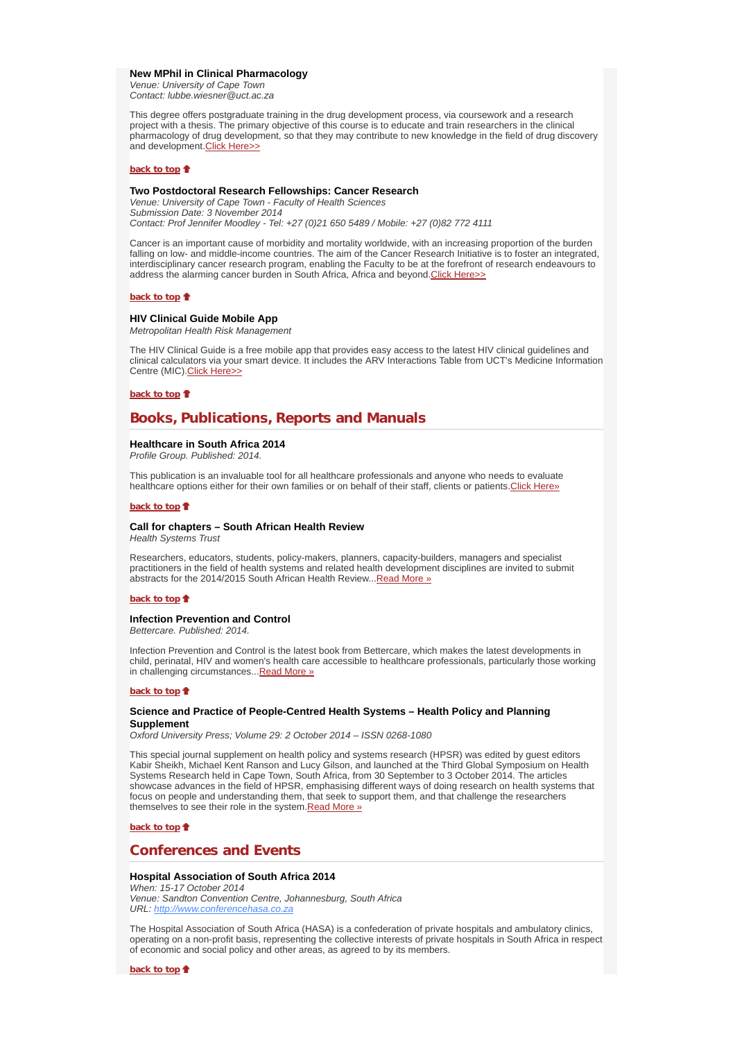**New MPhil in Clinical Pharmacology**
*Venue: University of Cape Town*
*Contact: lubbe.wiesner@uct.ac.za*

This degree offers postgraduate training in the drug development process, via coursework and a research project with a thesis. The primary objective of this course is to educate and train researchers in the clinical pharmacology of drug development, so that they may contribute to new knowledge in the field of drug discovery and development.Click Here>>

**back to top**

**Two Postdoctoral Research Fellowships: Cancer Research**
*Venue: University of Cape Town - Faculty of Health Sciences*
*Submission Date: 3 November 2014*
*Contact: Prof Jennifer Moodley - Tel: +27 (0)21 650 5489 / Mobile: +27 (0)82 772 4111*

Cancer is an important cause of morbidity and mortality worldwide, with an increasing proportion of the burden falling on low- and middle-income countries. The aim of the Cancer Research Initiative is to foster an integrated, interdisciplinary cancer research program, enabling the Faculty to be at the forefront of research endeavours to address the alarming cancer burden in South Africa, Africa and beyond.Click Here>>

**back to top**

**HIV Clinical Guide Mobile App**
*Metropolitan Health Risk Management*

The HIV Clinical Guide is a free mobile app that provides easy access to the latest HIV clinical guidelines and clinical calculators via your smart device. It includes the ARV Interactions Table from UCT's Medicine Information Centre (MIC).Click Here>>

**back to top**

## Books, Publications, Reports and Manuals

**Healthcare in South Africa 2014**
*Profile Group. Published: 2014.*

This publication is an invaluable tool for all healthcare professionals and anyone who needs to evaluate healthcare options either for their own families or on behalf of their staff, clients or patients.Click Here»

**back to top**

**Call for chapters – South African Health Review**
*Health Systems Trust*

Researchers, educators, students, policy-makers, planners, capacity-builders, managers and specialist practitioners in the field of health systems and related health development disciplines are invited to submit abstracts for the 2014/2015 South African Health Review...Read More »

**back to top**

**Infection Prevention and Control**
*Bettercare. Published: 2014.*

Infection Prevention and Control is the latest book from Bettercare, which makes the latest developments in child, perinatal, HIV and women's health care accessible to healthcare professionals, particularly those working in challenging circumstances...Read More »

**back to top**

**Science and Practice of People-Centred Health Systems – Health Policy and Planning Supplement**
*Oxford University Press; Volume 29: 2 October 2014 – ISSN 0268-1080*

This special journal supplement on health policy and systems research (HPSR) was edited by guest editors Kabir Sheikh, Michael Kent Ranson and Lucy Gilson, and launched at the Third Global Symposium on Health Systems Research held in Cape Town, South Africa, from 30 September to 3 October 2014. The articles showcase advances in the field of HPSR, emphasising different ways of doing research on health systems that focus on people and understanding them, that seek to support them, and that challenge the researchers themselves to see their role in the system.Read More »

**back to top**

## Conferences and Events

**Hospital Association of South Africa 2014**
*When: 15-17 October 2014*
*Venue: Sandton Convention Centre, Johannesburg, South Africa*
*URL: http://www.conferencehasa.co.za*

The Hospital Association of South Africa (HASA) is a confederation of private hospitals and ambulatory clinics, operating on a non-profit basis, representing the collective interests of private hospitals in South Africa in respect of economic and social policy and other areas, as agreed to by its members.

**back to top**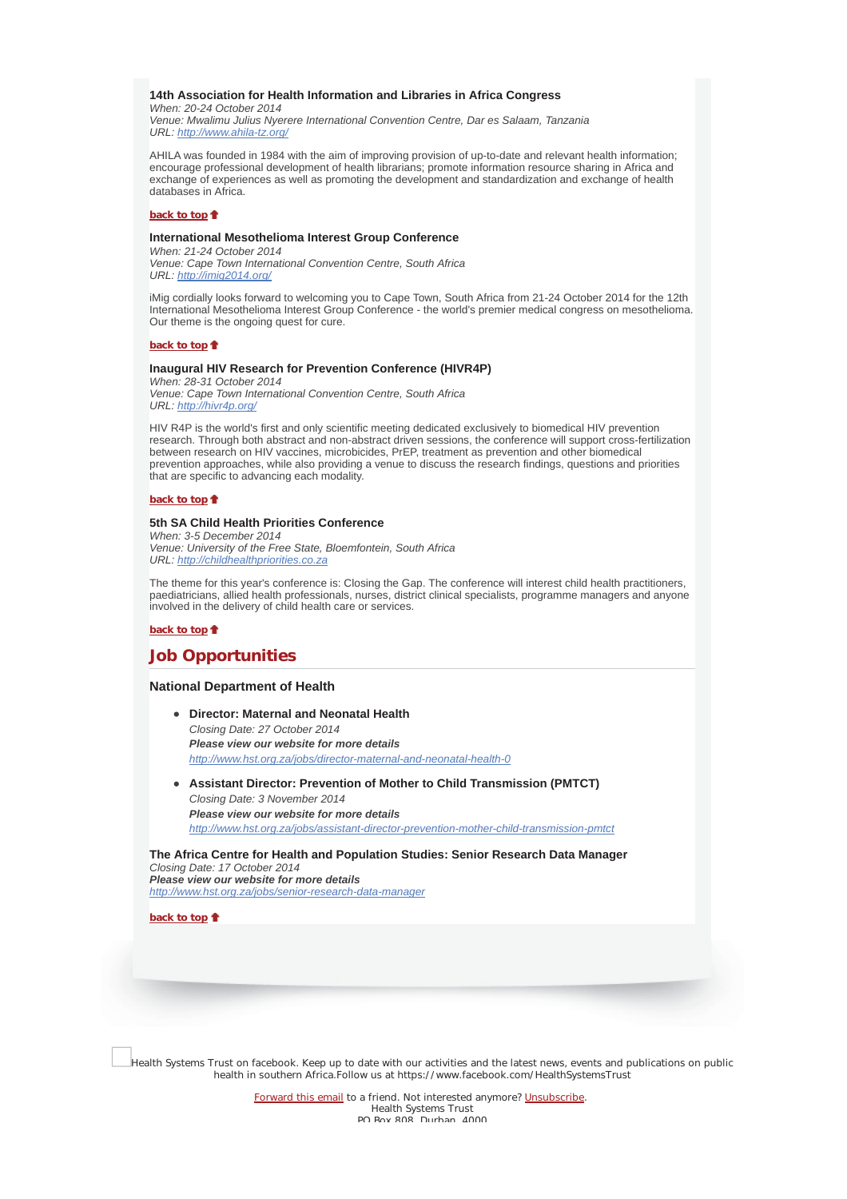### 14th Association for Health Information and Libraries in Africa Congress

*When: 20-24 October 2014*
*Venue: Mwalimu Julius Nyerere International Convention Centre, Dar es Salaam, Tanzania*
*URL: http://www.ahila-tz.org/*

AHILA was founded in 1984 with the aim of improving provision of up-to-date and relevant health information; encourage professional development of health librarians; promote information resource sharing in Africa and exchange of experiences as well as promoting the development and standardization and exchange of health databases in Africa.

**back to top**

### International Mesothelioma Interest Group Conference

*When: 21-24 October 2014*
*Venue: Cape Town International Convention Centre, South Africa*
*URL: http://imig2014.org/*

iMig cordially looks forward to welcoming you to Cape Town, South Africa from 21-24 October 2014 for the 12th International Mesothelioma Interest Group Conference - the world's premier medical congress on mesothelioma. Our theme is the ongoing quest for cure.

**back to top**

### Inaugural HIV Research for Prevention Conference (HIVR4P)

*When: 28-31 October 2014*
*Venue: Cape Town International Convention Centre, South Africa*
*URL: http://hivr4p.org/*

HIV R4P is the world's first and only scientific meeting dedicated exclusively to biomedical HIV prevention research. Through both abstract and non-abstract driven sessions, the conference will support cross-fertilization between research on HIV vaccines, microbicides, PrEP, treatment as prevention and other biomedical prevention approaches, while also providing a venue to discuss the research findings, questions and priorities that are specific to advancing each modality.

**back to top**

### 5th SA Child Health Priorities Conference

*When: 3-5 December 2014*
*Venue: University of the Free State, Bloemfontein, South Africa*
*URL: http://childhealthpriorities.co.za*

The theme for this year's conference is: Closing the Gap. The conference will interest child health practitioners, paediatricians, allied health professionals, nurses, district clinical specialists, programme managers and anyone involved in the delivery of child health care or services.

**back to top**

## Job Opportunities

### National Department of Health

- **Director: Maternal and Neonatal Health**
  *Closing Date: 27 October 2014*
  ***Please view our website for more details***
  *http://www.hst.org.za/jobs/director-maternal-and-neonatal-health-0*

- **Assistant Director: Prevention of Mother to Child Transmission (PMTCT)**
  *Closing Date: 3 November 2014*
  ***Please view our website for more details***
  *http://www.hst.org.za/jobs/assistant-director-prevention-mother-child-transmission-pmtct*

### The Africa Centre for Health and Population Studies: Senior Research Data Manager

*Closing Date: 17 October 2014*
***Please view our website for more details***
*http://www.hst.org.za/jobs/senior-research-data-manager*

**back to top**

Health Systems Trust on facebook. Keep up to date with our activities and the latest news, events and publications on public health in southern Africa.Follow us at https://www.facebook.com/HealthSystemsTrust

Forward this email to a friend. Not interested anymore? Unsubscribe.
Health Systems Trust
PO Box 808, Durban, 4000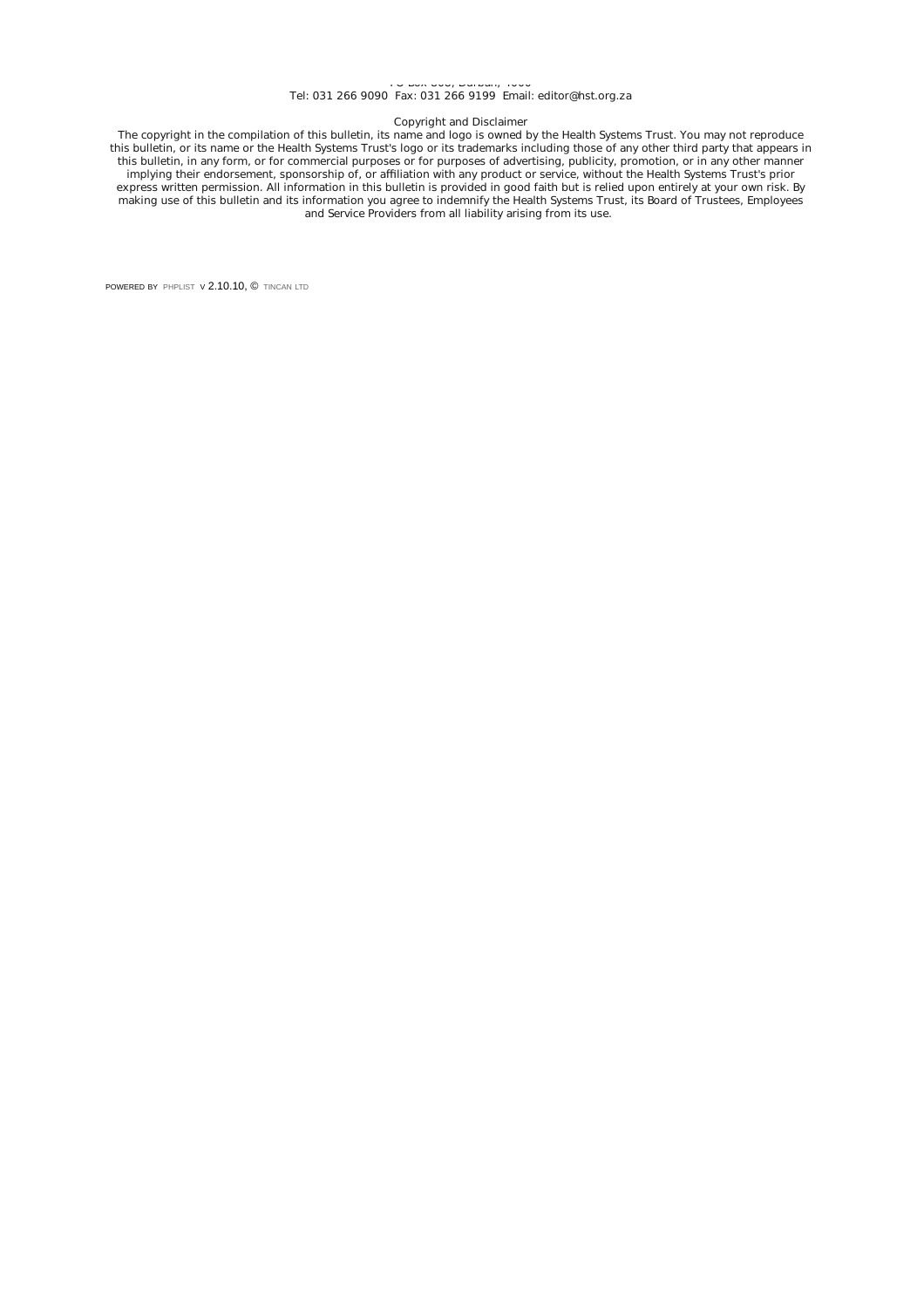PO Box 808, Durban, 4000

Tel: 031 266 9090 Fax: 031 266 9199 Email: editor@hst.org.za

Copyright and Disclaimer

The copyright in the compilation of this bulletin, its name and logo is owned by the Health Systems Trust. You may not reproduce this bulletin, or its name or the Health Systems Trust's logo or its trademarks including those of any other third party that appears in this bulletin, in any form, or for commercial purposes or for purposes of advertising, publicity, promotion, or in any other manner implying their endorsement, sponsorship of, or affiliation with any product or service, without the Health Systems Trust's prior express written permission. All information in this bulletin is provided in good faith but is relied upon entirely at your own risk. By making use of this bulletin and its information you agree to indemnify the Health Systems Trust, its Board of Trustees, Employees and Service Providers from all liability arising from its use.

POWERED BY PHPLIST V 2.10.10, © TINCAN LTD